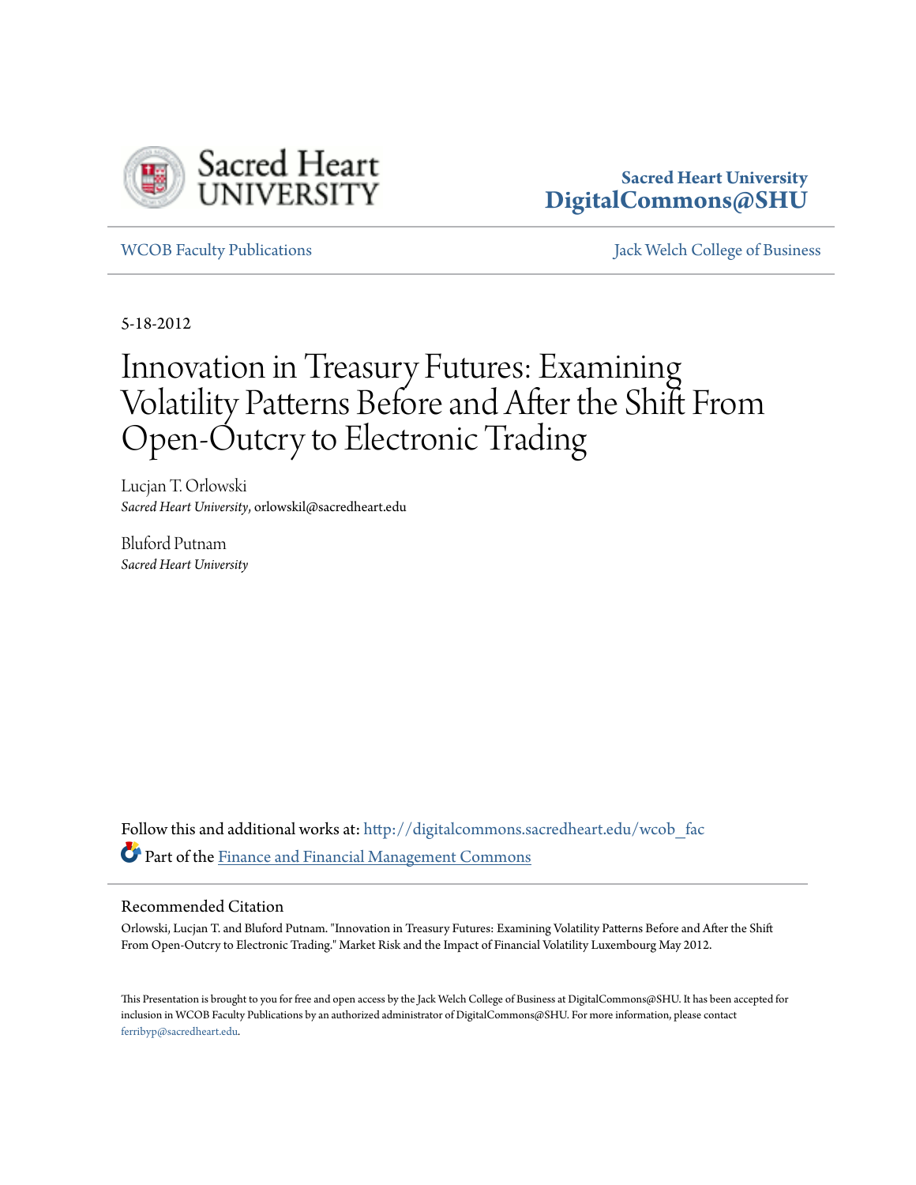Sacred Heart University
DigitalCommons@SHU

WCOB Faculty Publications | Jack Welch College of Business

5-18-2012

# Innovation in Treasury Futures: Examining Volatility Patterns Before and After the Shift From Open-Outcry to Electronic Trading

Lucjan T. Orlowski
*Sacred Heart University*, orlowskil@sacredheart.edu

Bluford Putnam
*Sacred Heart University*

Follow this and additional works at: http://digitalcommons.sacredheart.edu/wcob_fac

Part of the Finance and Financial Management Commons

## Recommended Citation

Orlowski, Lucjan T. and Bluford Putnam. "Innovation in Treasury Futures: Examining Volatility Patterns Before and After the Shift From Open-Outcry to Electronic Trading." Market Risk and the Impact of Financial Volatility Luxembourg May 2012.

This Presentation is brought to you for free and open access by the Jack Welch College of Business at DigitalCommons@SHU. It has been accepted for inclusion in WCOB Faculty Publications by an authorized administrator of DigitalCommons@SHU. For more information, please contact ferribyp@sacredheart.edu.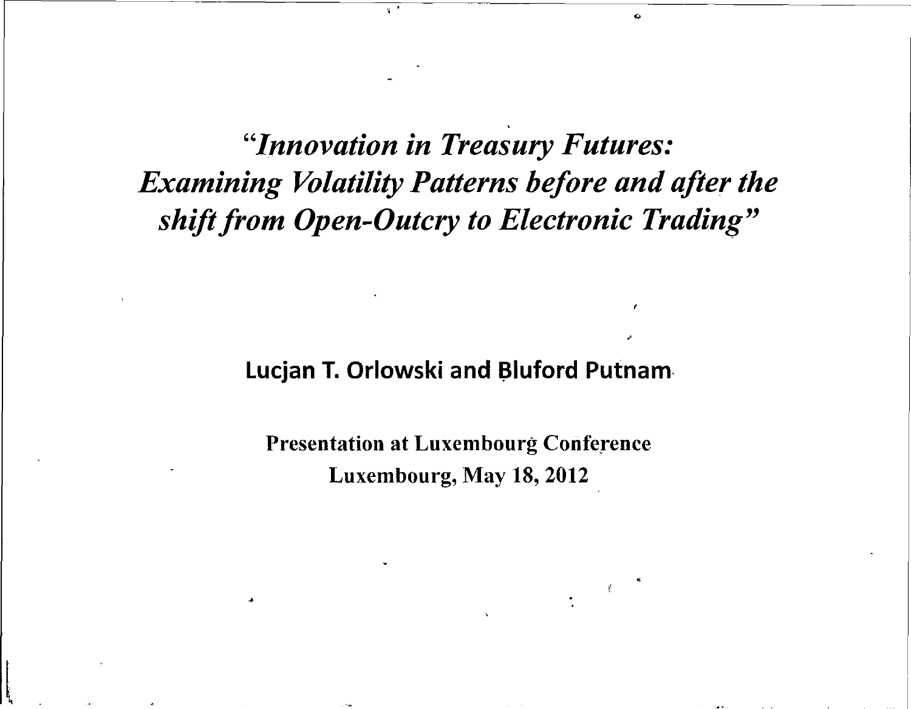# *"Innovation in Treasury Futures: Examining Volatility Patterns before and after the shift from Open-Outcry to Electronic Trading"*

**Lucjan T. Orlowski and Bluford Putnam**

**Presentation at Luxembourg Conference**
**Luxembourg, May 18, 2012**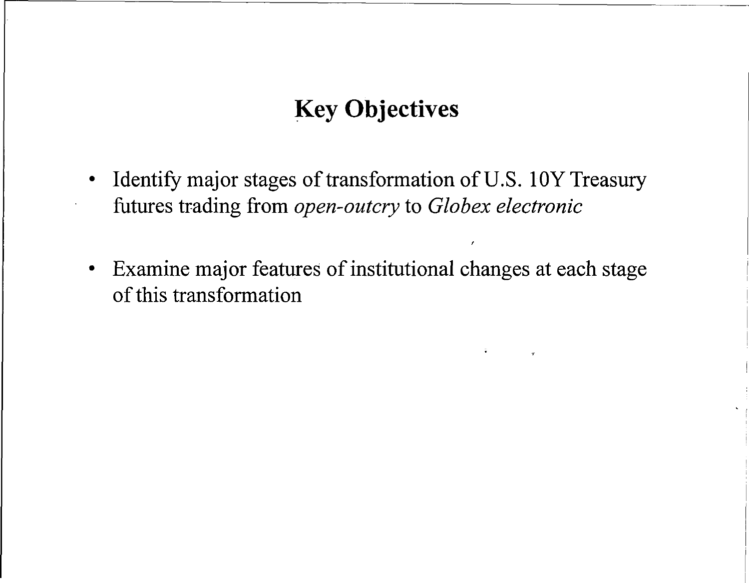# Key Objectives

- Identify major stages of transformation of U.S. 10Y Treasury futures trading from *open-outcry* to *Globex electronic*

- Examine major features of institutional changes at each stage of this transformation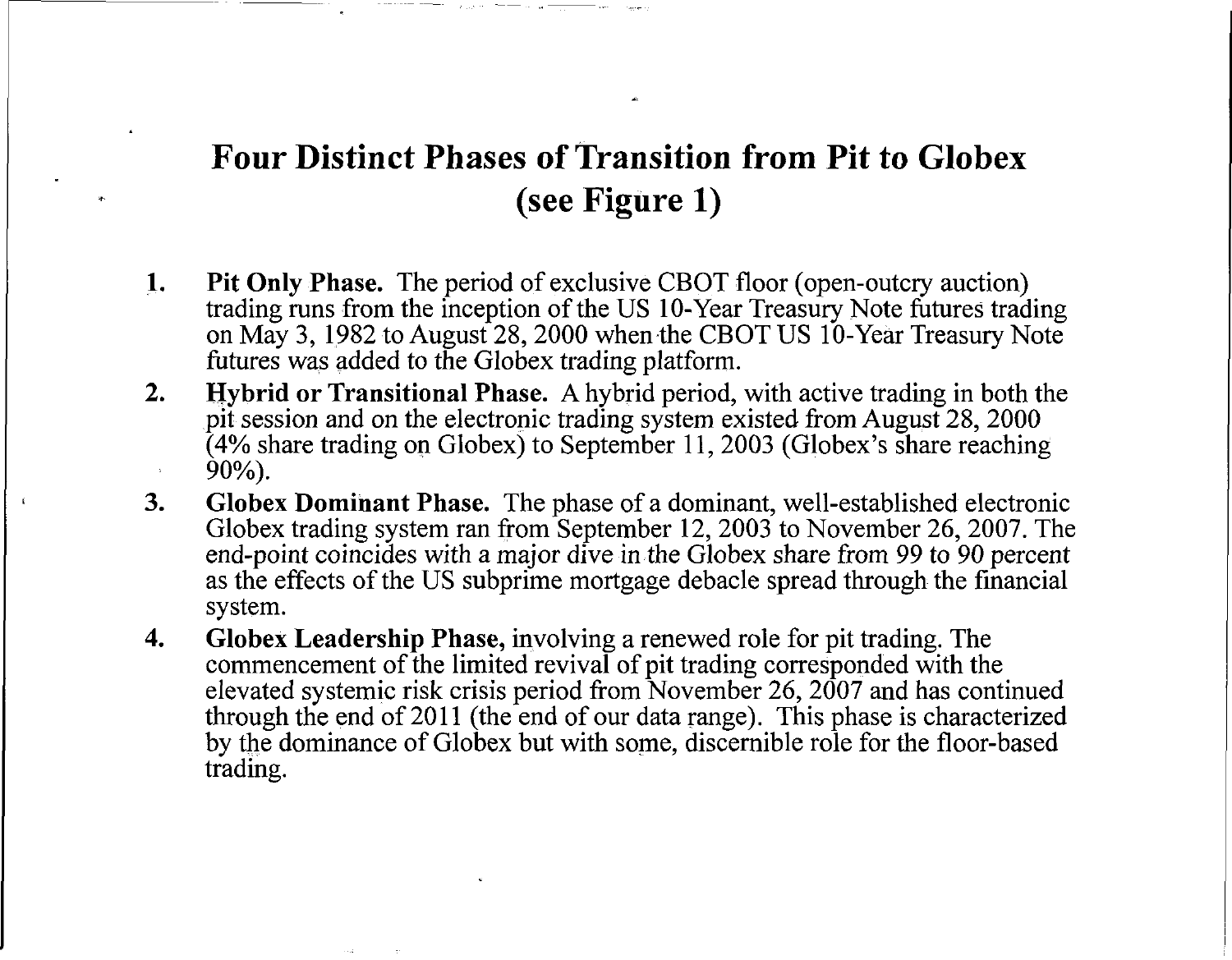# Four Distinct Phases of Transition from Pit to Globex (see Figure 1)

1. **Pit Only Phase.** The period of exclusive CBOT floor (open-outcry auction) trading runs from the inception of the US 10-Year Treasury Note futures trading on May 3, 1982 to August 28, 2000 when the CBOT US 10-Year Treasury Note futures was added to the Globex trading platform.
2. **Hybrid or Transitional Phase.** A hybrid period, with active trading in both the pit session and on the electronic trading system existed from August 28, 2000 (4% share trading on Globex) to September 11, 2003 (Globex's share reaching 90%).
3. **Globex Dominant Phase.** The phase of a dominant, well-established electronic Globex trading system ran from September 12, 2003 to November 26, 2007. The end-point coincides with a major dive in the Globex share from 99 to 90 percent as the effects of the US subprime mortgage debacle spread through the financial system.
4. **Globex Leadership Phase,** involving a renewed role for pit trading. The commencement of the limited revival of pit trading corresponded with the elevated systemic risk crisis period from November 26, 2007 and has continued through the end of 2011 (the end of our data range). This phase is characterized by the dominance of Globex but with some, discernible role for the floor-based trading.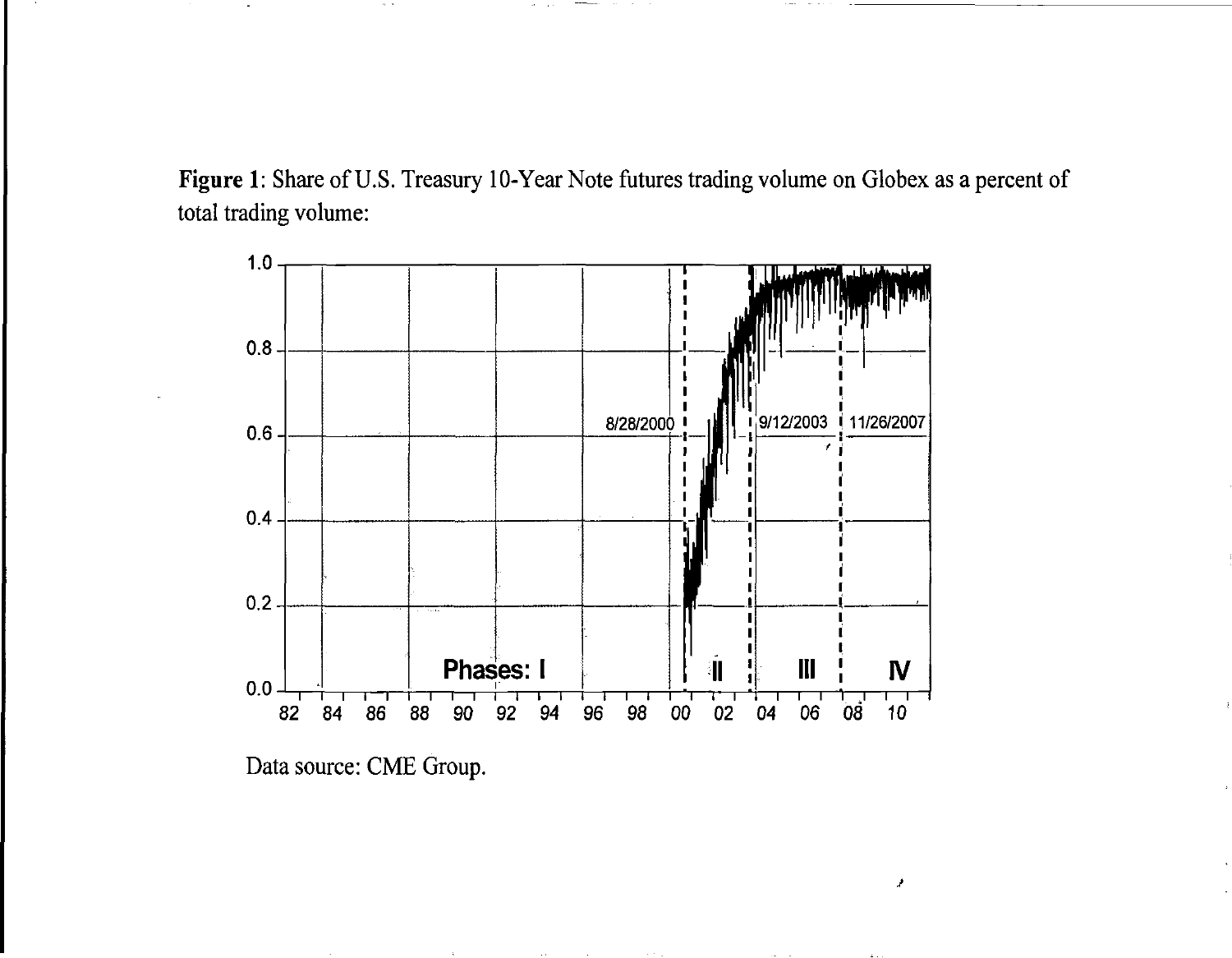**Figure 1**: Share of U.S. Treasury 10-Year Note futures trading volume on Globex as a percent of total trading volume:

Data source: CME Group.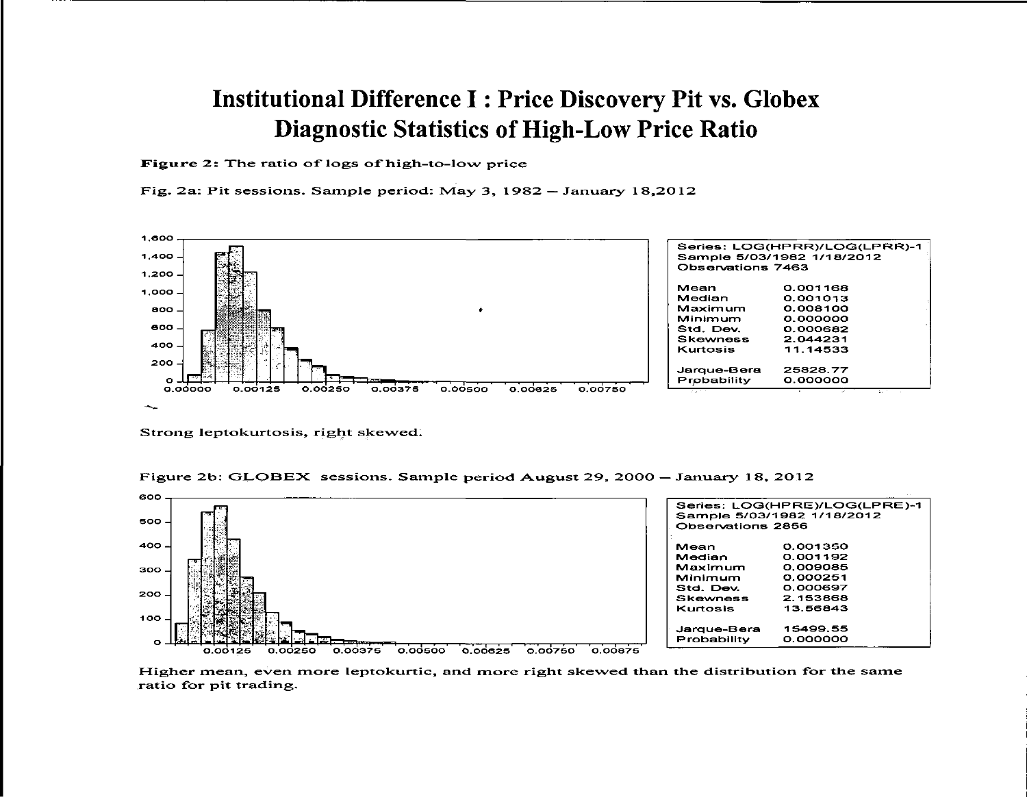# Institutional Difference I : Price Discovery Pit vs. Globex Diagnostic Statistics of High-Low Price Ratio

**Figure 2:** The ratio of logs of high-to-low price

Fig. 2a: Pit sessions. Sample period: May 3, 1982 – January 18,2012

Series: LOG(HPRR)/LOG(LPRR)-1
Sample 5/03/1982 1/18/2012
Observations 7463

| | |
|---|---|
| Mean | 0.001168 |
| Median | 0.001013 |
| Maximum | 0.008100 |
| Minimum | 0.000000 |
| Std. Dev. | 0.000682 |
| Skewness | 2.044231 |
| Kurtosis | 11.14533 |
| Jarque-Bera | 25828.77 |
| Probability | 0.000000 |

Strong leptokurtosis, right skewed.

Figure 2b: GLOBEX sessions. Sample period August 29, 2000 – January 18, 2012

Series: LOG(HPRE)/LOG(LPRE)-1
Sample 5/03/1982 1/18/2012
Observations 2856

| | |
|---|---|
| Mean | 0.001350 |
| Median | 0.001192 |
| Maximum | 0.009085 |
| Minimum | 0.000251 |
| Std. Dev. | 0.000697 |
| Skewness | 2.153868 |
| Kurtosis | 13.56843 |
| Jarque-Bera | 15499.55 |
| Probability | 0.000000 |

Higher mean, even more leptokurtic, and more right skewed than the distribution for the same ratio for pit trading.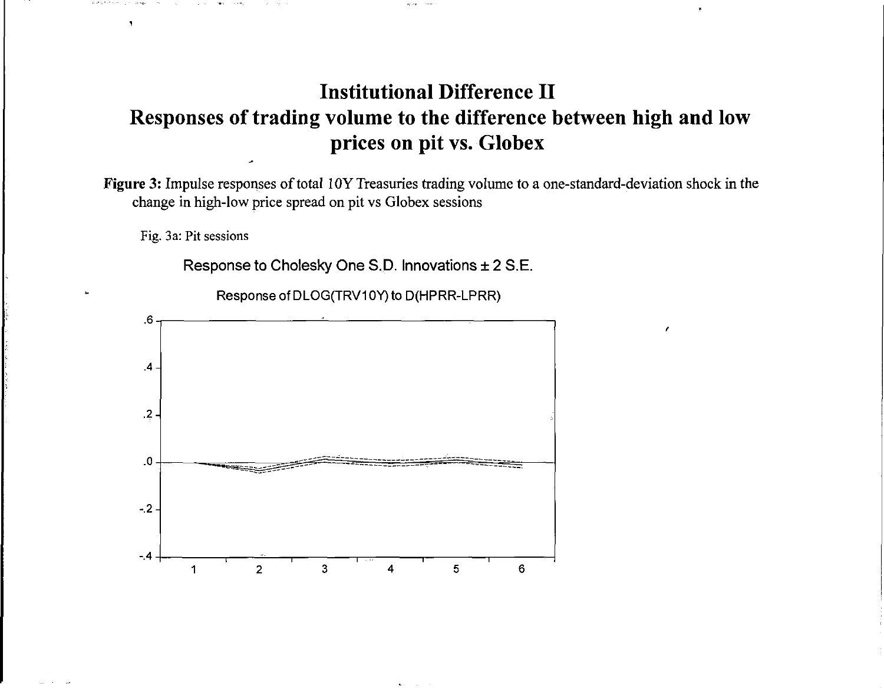# Institutional Difference II

## Responses of trading volume to the difference between high and low prices on pit vs. Globex

**Figure 3:** Impulse responses of total 10Y Treasuries trading volume to a one-standard-deviation shock in the change in high-low price spread on pit vs Globex sessions

Fig. 3a: Pit sessions

Response to Cholesky One S.D. Innovations ± 2 S.E.

Response of DLOG(TRV10Y) to D(HPRR-LPRR)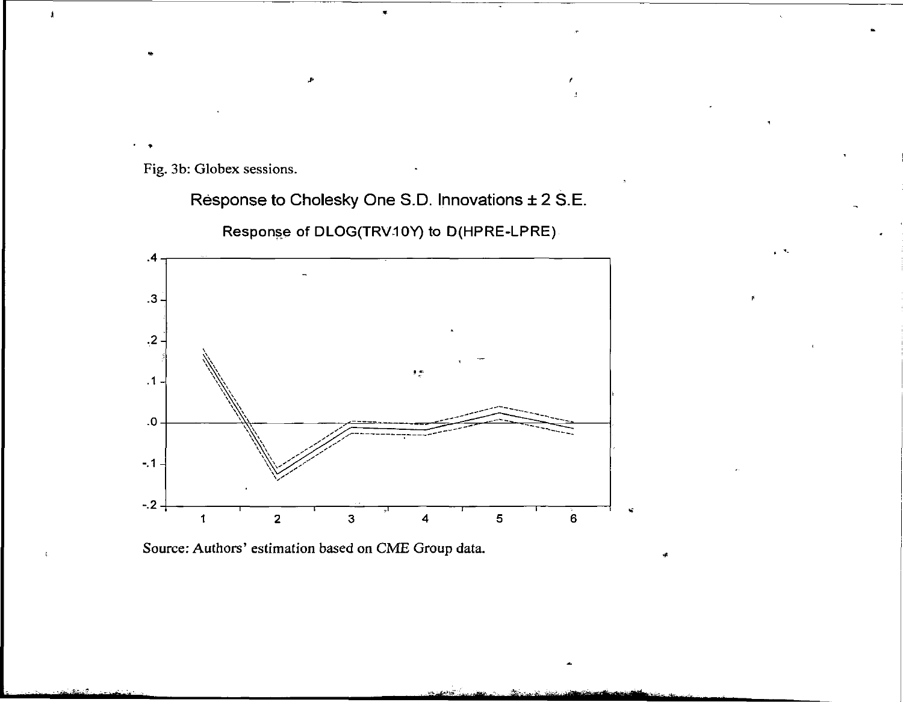Fig. 3b: Globex sessions.

Response to Cholesky One S.D. Innovations ± 2 S.E.

Response of DLOG(TRV10Y) to D(HPRE-LPRE)

Source: Authors' estimation based on CME Group data.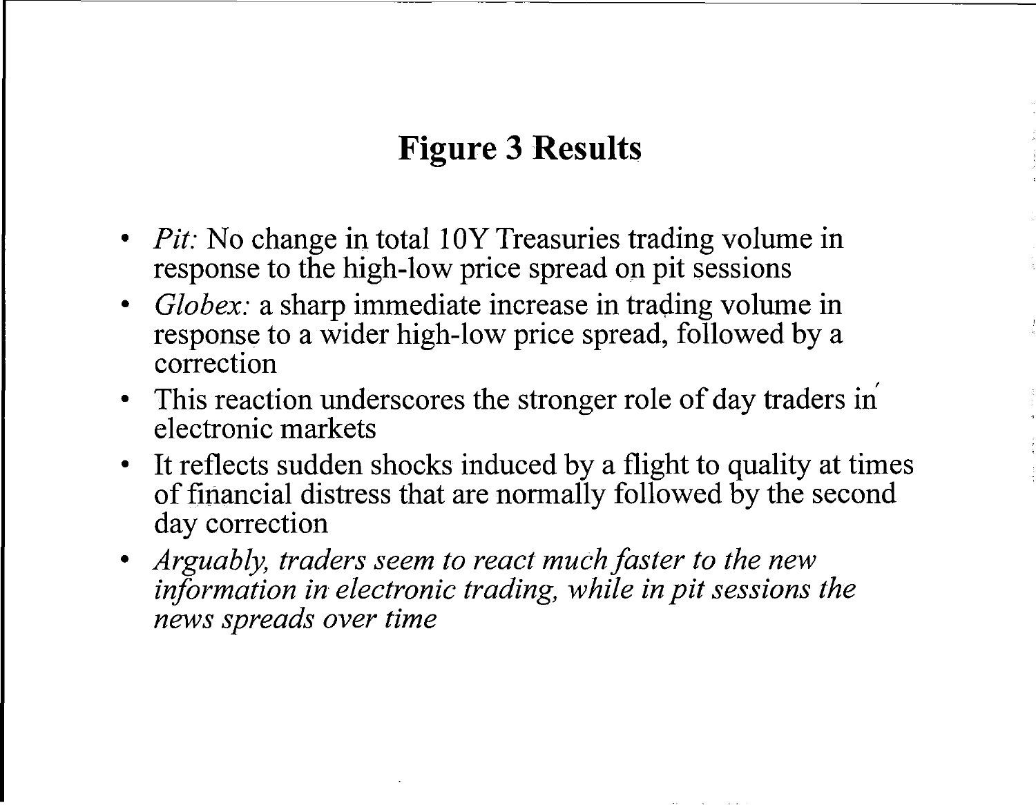# Figure 3 Results

- *Pit:* No change in total 10Y Treasuries trading volume in response to the high-low price spread on pit sessions
- *Globex:* a sharp immediate increase in trading volume in response to a wider high-low price spread, followed by a correction
- This reaction underscores the stronger role of day traders in electronic markets
- It reflects sudden shocks induced by a flight to quality at times of financial distress that are normally followed by the second day correction
- *Arguably, traders seem to react much faster to the new information in electronic trading, while in pit sessions the news spreads over time*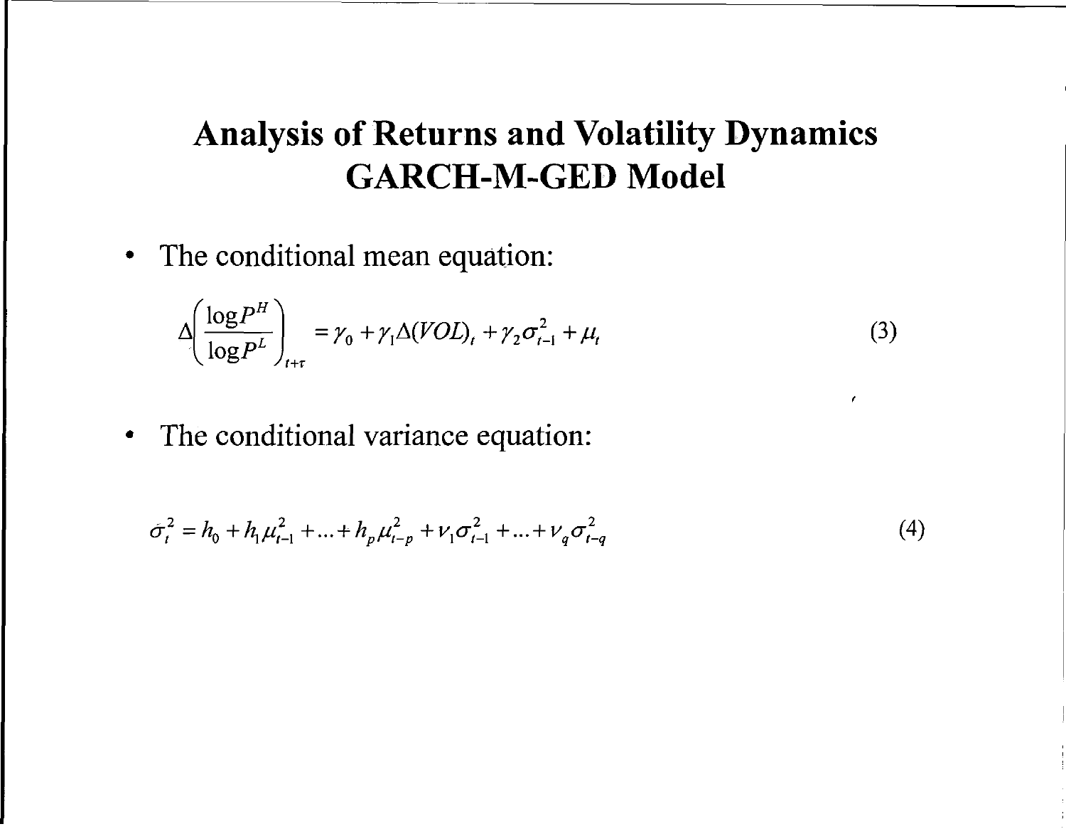# Analysis of Returns and Volatility Dynamics GARCH-M-GED Model

- The conditional mean equation:

$$\Delta\left(\frac{\log P^{H}}{\log P^{L}}\right)_{t+\tau} = \gamma_0 + \gamma_1 \Delta(VOL)_t + \gamma_2 \sigma_{t-1}^2 + \mu_t \tag{3}$$

- The conditional variance equation:

$$\sigma_t^2 = h_0 + h_1 \mu_{t-1}^2 + \ldots + h_p \mu_{t-p}^2 + \nu_1 \sigma_{t-1}^2 + \ldots + \nu_q \sigma_{t-q}^2 \tag{4}$$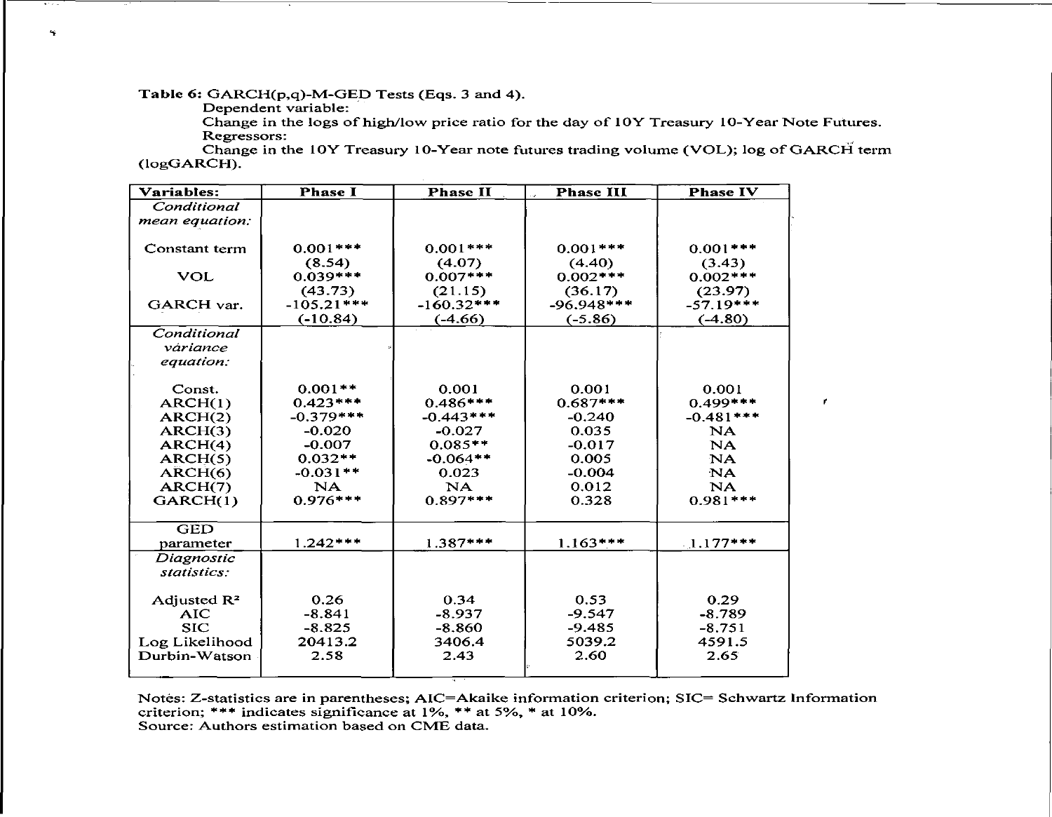**Table 6:** GARCH(p,q)-M-GED Tests (Eqs. 3 and 4).

Dependent variable:

Change in the logs of high/low price ratio for the day of 10Y Treasury 10-Year Note Futures.

Regressors:

Change in the 10Y Treasury 10-Year note futures trading volume (VOL); log of GARCH term (logGARCH).

| Variables: | Phase I | Phase II | Phase III | Phase IV |
|---|---|---|---|---|
| *Conditional mean equation:* | | | | |
| Constant term | 0.001*** | 0.001*** | 0.001*** | 0.001*** |
| | (8.54) | (4.07) | (4.40) | (3.43) |
| VOL | 0.039*** | 0.007*** | 0.002*** | 0.002*** |
| | (43.73) | (21.15) | (36.17) | (23.97) |
| GARCH var. | -105.21*** | -160.32*** | -96.948*** | -57.19*** |
| | (-10.84) | (-4.66) | (-5.86) | (-4.80) |
| *Conditional variance equation:* | | | | |
| Const. | 0.001** | 0.001 | 0.001 | 0.001 |
| ARCH(1) | 0.423*** | 0.486*** | 0.687*** | 0.499*** |
| ARCH(2) | -0.379*** | -0.443*** | -0.240 | -0.481*** |
| ARCH(3) | -0.020 | -0.027 | 0.035 | NA |
| ARCH(4) | -0.007 | 0.085** | -0.017 | NA |
| ARCH(5) | 0.032** | -0.064** | 0.005 | NA |
| ARCH(6) | -0.031** | 0.023 | -0.004 | NA |
| ARCH(7) | NA | NA | 0.012 | NA |
| GARCH(1) | 0.976*** | 0.897*** | 0.328 | 0.981*** |
| GED parameter | 1.242*** | 1.387*** | 1.163*** | 1.177*** |
| *Diagnostic statistics:* | | | | |
| Adjusted $R^2$ | 0.26 | 0.34 | 0.53 | 0.29 |
| AIC | -8.841 | -8.937 | -9.547 | -8.789 |
| SIC | -8.825 | -8.860 | -9.485 | -8.751 |
| Log Likelihood | 20413.2 | 3406.4 | 5039.2 | 4591.5 |
| Durbin-Watson | 2.58 | 2.43 | 2.60 | 2.65 |

Notes: Z-statistics are in parentheses; AIC=Akaike information criterion; SIC= Schwartz Information criterion; *** indicates significance at 1%, ** at 5%, * at 10%.
Source: Authors estimation based on CME data.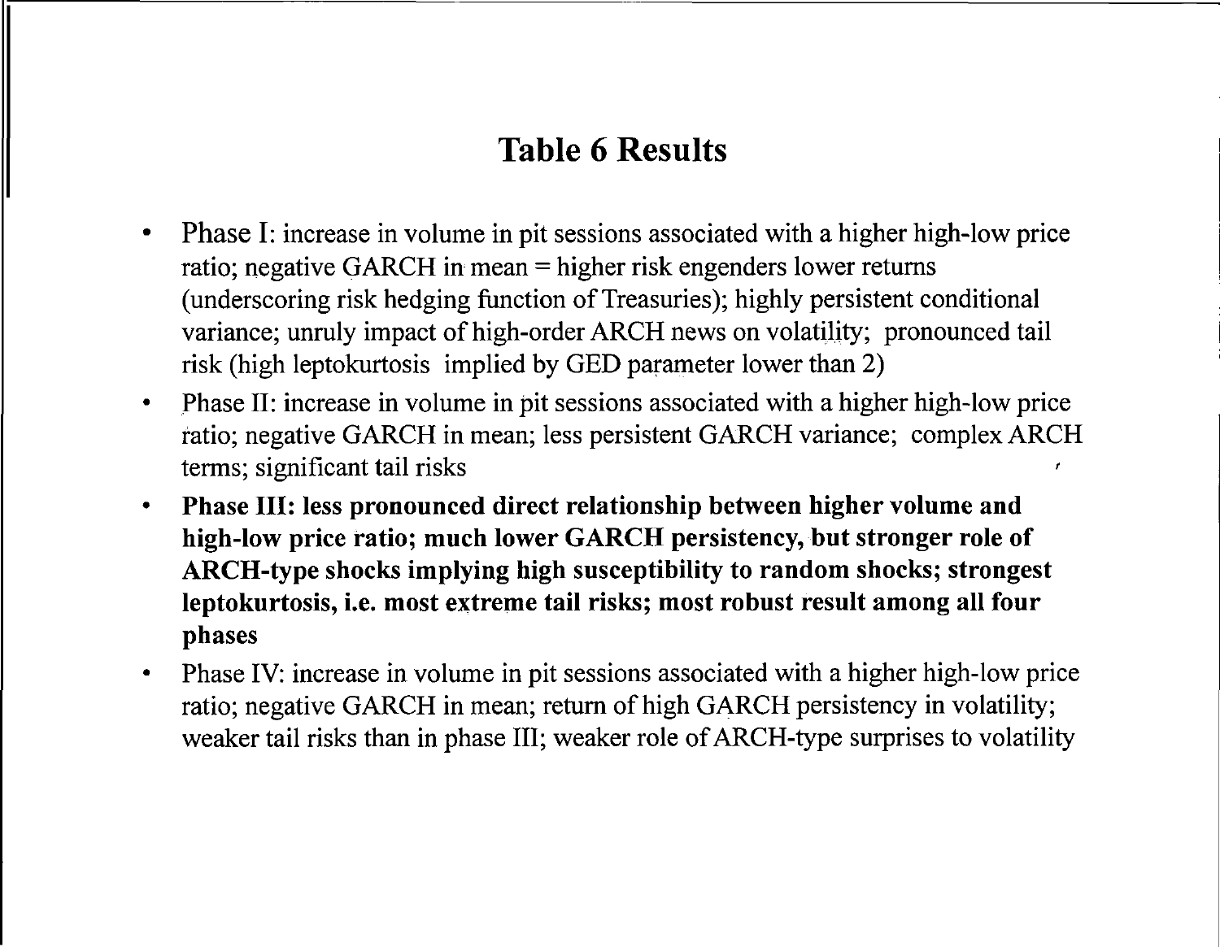# Table 6 Results

- Phase I: increase in volume in pit sessions associated with a higher high-low price ratio; negative GARCH in mean = higher risk engenders lower returns (underscoring risk hedging function of Treasuries); highly persistent conditional variance; unruly impact of high-order ARCH news on volatility; pronounced tail risk (high leptokurtosis implied by GED parameter lower than 2)
- Phase II: increase in volume in pit sessions associated with a higher high-low price ratio; negative GARCH in mean; less persistent GARCH variance; complex ARCH terms; significant tail risks
- **Phase III: less pronounced direct relationship between higher volume and high-low price ratio; much lower GARCH persistency, but stronger role of ARCH-type shocks implying high susceptibility to random shocks; strongest leptokurtosis, i.e. most extreme tail risks; most robust result among all four phases**
- Phase IV: increase in volume in pit sessions associated with a higher high-low price ratio; negative GARCH in mean; return of high GARCH persistency in volatility; weaker tail risks than in phase III; weaker role of ARCH-type surprises to volatility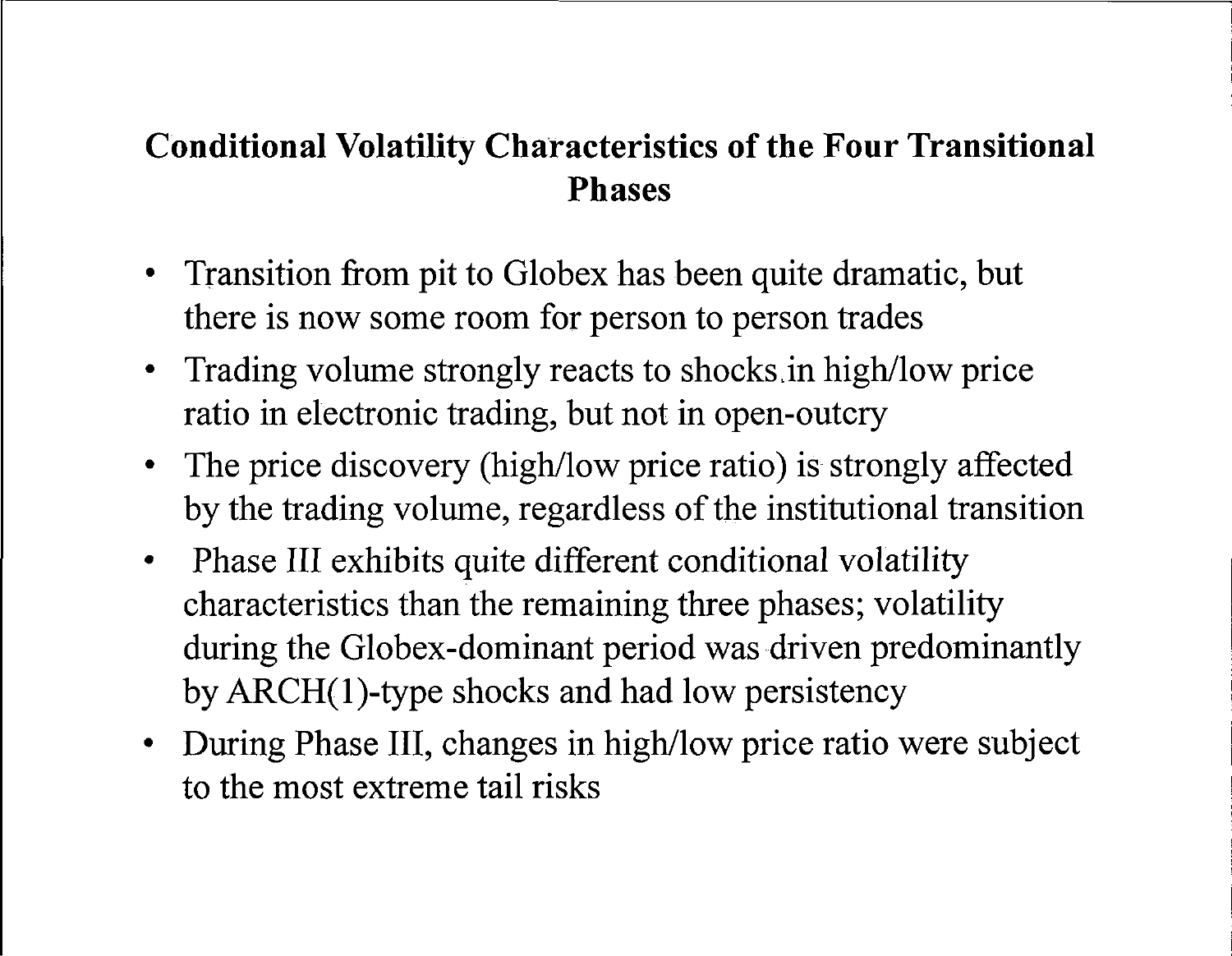# Conditional Volatility Characteristics of the Four Transitional Phases

- Transition from pit to Globex has been quite dramatic, but there is now some room for person to person trades
- Trading volume strongly reacts to shocks in high/low price ratio in electronic trading, but not in open-outcry
- The price discovery (high/low price ratio) is strongly affected by the trading volume, regardless of the institutional transition
- Phase III exhibits quite different conditional volatility characteristics than the remaining three phases; volatility during the Globex-dominant period was driven predominantly by ARCH(1)-type shocks and had low persistency
- During Phase III, changes in high/low price ratio were subject to the most extreme tail risks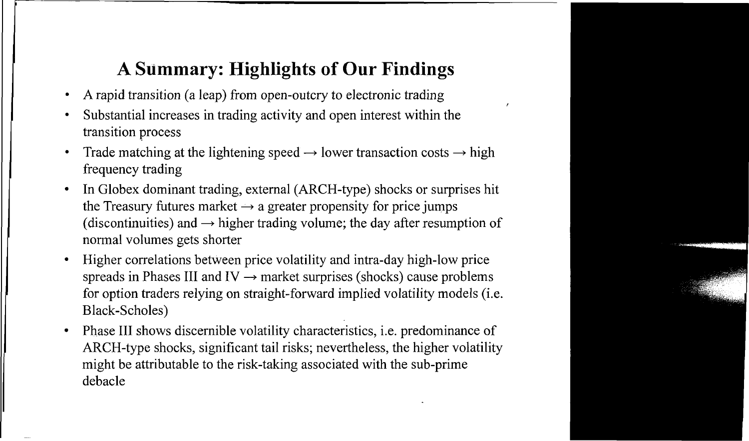## A Summary: Highlights of Our Findings

- A rapid transition (a leap) from open-outcry to electronic trading
- Substantial increases in trading activity and open interest within the transition process
- Trade matching at the lightening speed → lower transaction costs → high frequency trading
- In Globex dominant trading, external (ARCH-type) shocks or surprises hit the Treasury futures market → a greater propensity for price jumps (discontinuities) and → higher trading volume; the day after resumption of normal volumes gets shorter
- Higher correlations between price volatility and intra-day high-low price spreads in Phases III and IV → market surprises (shocks) cause problems for option traders relying on straight-forward implied volatility models (i.e. Black-Scholes)
- Phase III shows discernible volatility characteristics, i.e. predominance of ARCH-type shocks, significant tail risks; nevertheless, the higher volatility might be attributable to the risk-taking associated with the sub-prime debacle